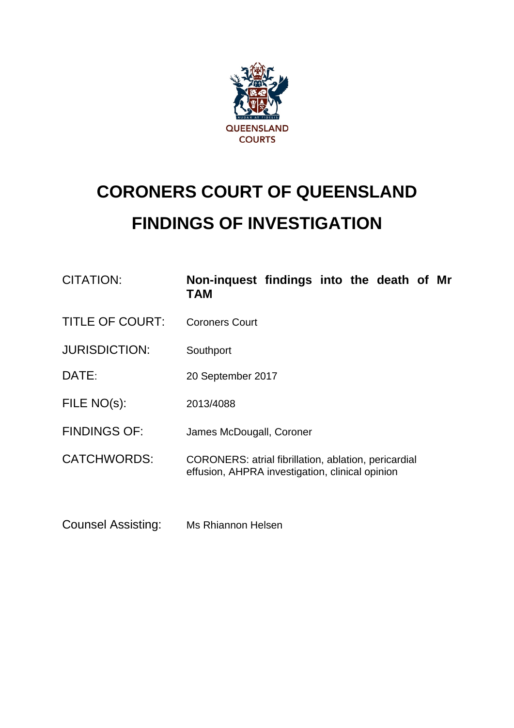QUEENSLAND COURTS

# CORONERS COURT OF QUEENSLAND
# FINDINGS OF INVESTIGATION

| | |
|---|---|
| CITATION: | **Non-inquest findings into the death of Mr TAM** |
| TITLE OF COURT: | Coroners Court |
| JURISDICTION: | Southport |
| DATE: | 20 September 2017 |
| FILE NO(s): | 2013/4088 |
| FINDINGS OF: | James McDougall, Coroner |
| CATCHWORDS: | CORONERS: atrial fibrillation, ablation, pericardial effusion, AHPRA investigation, clinical opinion |
| Counsel Assisting: | Ms Rhiannon Helsen |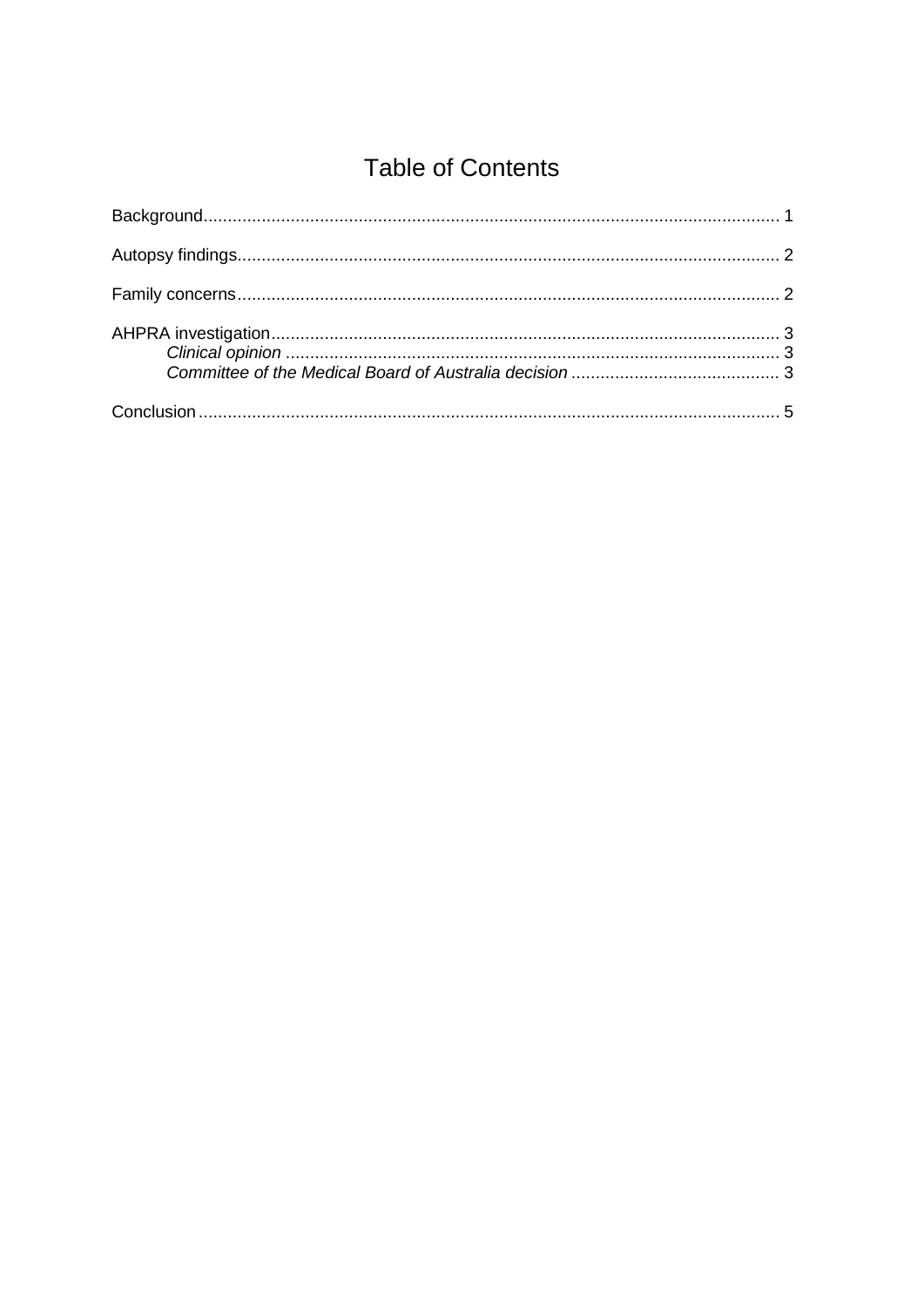# Table of Contents

Background........................................................................................................................ 1

Autopsy findings................................................................................................................ 2

Family concerns................................................................................................................ 2

AHPRA investigation......................................................................................................... 3

*Clinical opinion* ....................................................................................................... 3

*Committee of the Medical Board of Australia decision* ............................................ 3

Conclusion ........................................................................................................................ 5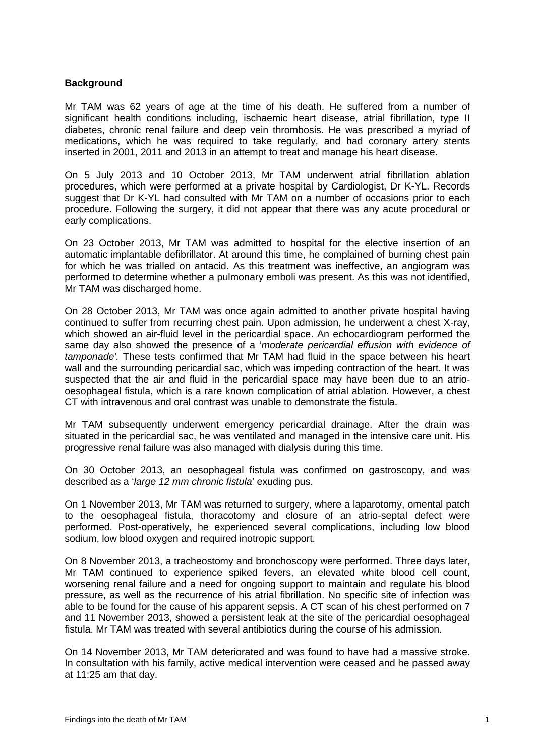**Background**

Mr TAM was 62 years of age at the time of his death. He suffered from a number of significant health conditions including, ischaemic heart disease, atrial fibrillation, type II diabetes, chronic renal failure and deep vein thrombosis. He was prescribed a myriad of medications, which he was required to take regularly, and had coronary artery stents inserted in 2001, 2011 and 2013 in an attempt to treat and manage his heart disease.

On 5 July 2013 and 10 October 2013, Mr TAM underwent atrial fibrillation ablation procedures, which were performed at a private hospital by Cardiologist, Dr K-YL. Records suggest that Dr K-YL had consulted with Mr TAM on a number of occasions prior to each procedure. Following the surgery, it did not appear that there was any acute procedural or early complications.

On 23 October 2013, Mr TAM was admitted to hospital for the elective insertion of an automatic implantable defibrillator. At around this time, he complained of burning chest pain for which he was trialled on antacid. As this treatment was ineffective, an angiogram was performed to determine whether a pulmonary emboli was present. As this was not identified, Mr TAM was discharged home.

On 28 October 2013, Mr TAM was once again admitted to another private hospital having continued to suffer from recurring chest pain. Upon admission, he underwent a chest X-ray, which showed an air-fluid level in the pericardial space. An echocardiogram performed the same day also showed the presence of a '*moderate pericardial effusion with evidence of tamponade'.* These tests confirmed that Mr TAM had fluid in the space between his heart wall and the surrounding pericardial sac, which was impeding contraction of the heart. It was suspected that the air and fluid in the pericardial space may have been due to an atrio-oesophageal fistula, which is a rare known complication of atrial ablation. However, a chest CT with intravenous and oral contrast was unable to demonstrate the fistula.

Mr TAM subsequently underwent emergency pericardial drainage. After the drain was situated in the pericardial sac, he was ventilated and managed in the intensive care unit. His progressive renal failure was also managed with dialysis during this time.

On 30 October 2013, an oesophageal fistula was confirmed on gastroscopy, and was described as a '*large 12 mm chronic fistula*' exuding pus.

On 1 November 2013, Mr TAM was returned to surgery, where a laparotomy, omental patch to the oesophageal fistula, thoracotomy and closure of an atrio-septal defect were performed. Post-operatively, he experienced several complications, including low blood sodium, low blood oxygen and required inotropic support.

On 8 November 2013, a tracheostomy and bronchoscopy were performed. Three days later, Mr TAM continued to experience spiked fevers, an elevated white blood cell count, worsening renal failure and a need for ongoing support to maintain and regulate his blood pressure, as well as the recurrence of his atrial fibrillation. No specific site of infection was able to be found for the cause of his apparent sepsis. A CT scan of his chest performed on 7 and 11 November 2013, showed a persistent leak at the site of the pericardial oesophageal fistula. Mr TAM was treated with several antibiotics during the course of his admission.

On 14 November 2013, Mr TAM deteriorated and was found to have had a massive stroke. In consultation with his family, active medical intervention were ceased and he passed away at 11:25 am that day.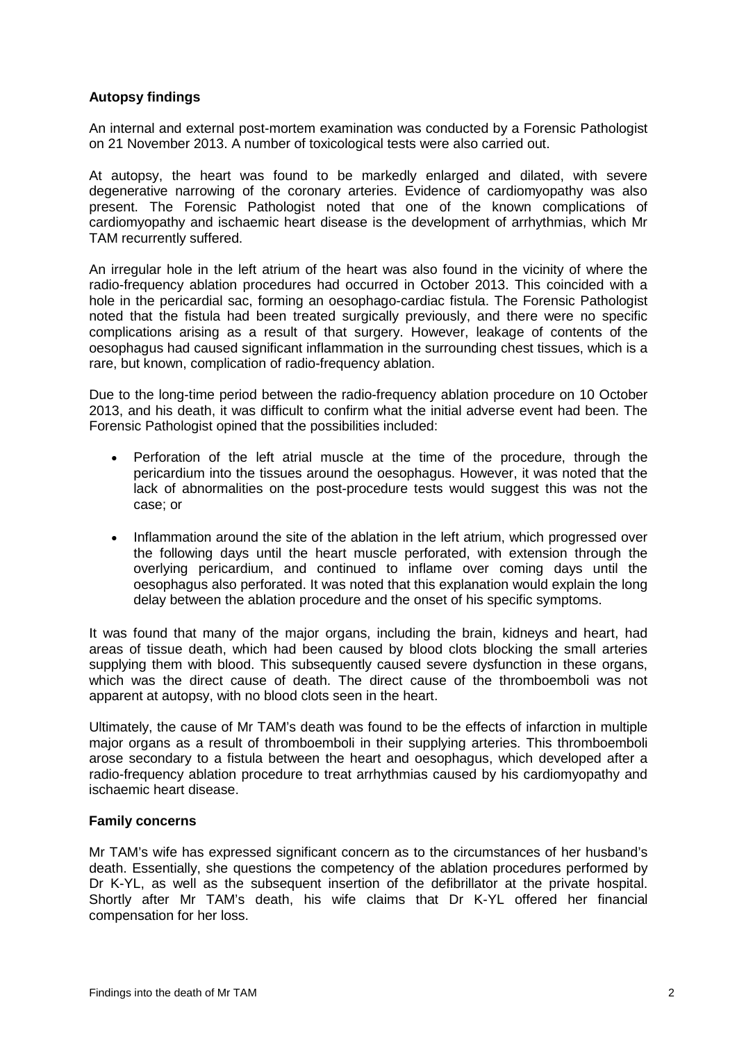**Autopsy findings**

An internal and external post-mortem examination was conducted by a Forensic Pathologist on 21 November 2013. A number of toxicological tests were also carried out.

At autopsy, the heart was found to be markedly enlarged and dilated, with severe degenerative narrowing of the coronary arteries. Evidence of cardiomyopathy was also present. The Forensic Pathologist noted that one of the known complications of cardiomyopathy and ischaemic heart disease is the development of arrhythmias, which Mr TAM recurrently suffered.

An irregular hole in the left atrium of the heart was also found in the vicinity of where the radio-frequency ablation procedures had occurred in October 2013. This coincided with a hole in the pericardial sac, forming an oesophago-cardiac fistula. The Forensic Pathologist noted that the fistula had been treated surgically previously, and there were no specific complications arising as a result of that surgery. However, leakage of contents of the oesophagus had caused significant inflammation in the surrounding chest tissues, which is a rare, but known, complication of radio-frequency ablation.

Due to the long-time period between the radio-frequency ablation procedure on 10 October 2013, and his death, it was difficult to confirm what the initial adverse event had been. The Forensic Pathologist opined that the possibilities included:

- Perforation of the left atrial muscle at the time of the procedure, through the pericardium into the tissues around the oesophagus. However, it was noted that the lack of abnormalities on the post-procedure tests would suggest this was not the case; or
- Inflammation around the site of the ablation in the left atrium, which progressed over the following days until the heart muscle perforated, with extension through the overlying pericardium, and continued to inflame over coming days until the oesophagus also perforated. It was noted that this explanation would explain the long delay between the ablation procedure and the onset of his specific symptoms.

It was found that many of the major organs, including the brain, kidneys and heart, had areas of tissue death, which had been caused by blood clots blocking the small arteries supplying them with blood. This subsequently caused severe dysfunction in these organs, which was the direct cause of death. The direct cause of the thromboemboli was not apparent at autopsy, with no blood clots seen in the heart.

Ultimately, the cause of Mr TAM's death was found to be the effects of infarction in multiple major organs as a result of thromboemboli in their supplying arteries. This thromboemboli arose secondary to a fistula between the heart and oesophagus, which developed after a radio-frequency ablation procedure to treat arrhythmias caused by his cardiomyopathy and ischaemic heart disease.

**Family concerns**

Mr TAM's wife has expressed significant concern as to the circumstances of her husband's death. Essentially, she questions the competency of the ablation procedures performed by Dr K-YL, as well as the subsequent insertion of the defibrillator at the private hospital. Shortly after Mr TAM's death, his wife claims that Dr K-YL offered her financial compensation for her loss.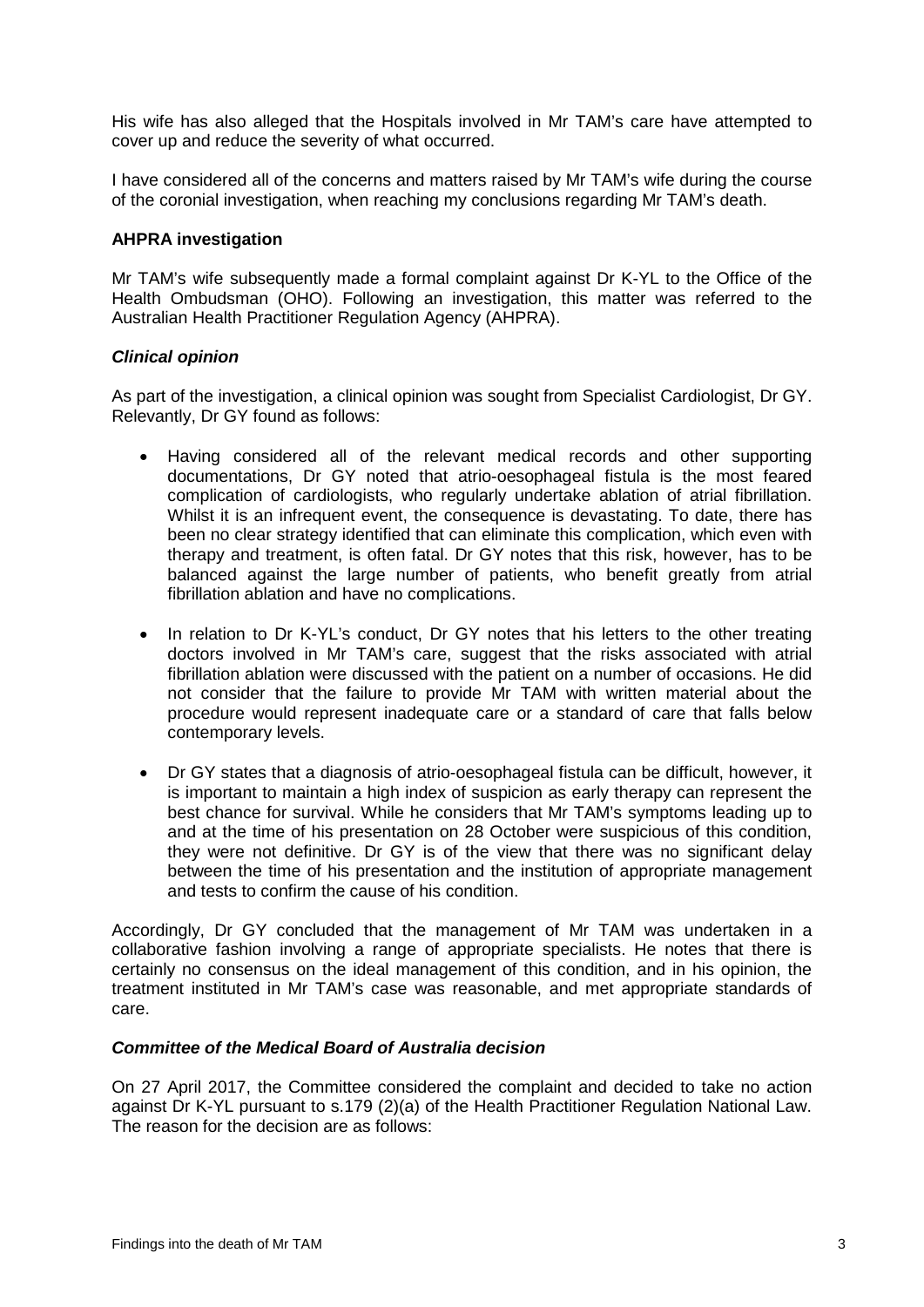His wife has also alleged that the Hospitals involved in Mr TAM's care have attempted to cover up and reduce the severity of what occurred.

I have considered all of the concerns and matters raised by Mr TAM's wife during the course of the coronial investigation, when reaching my conclusions regarding Mr TAM's death.

**AHPRA investigation**

Mr TAM's wife subsequently made a formal complaint against Dr K-YL to the Office of the Health Ombudsman (OHO). Following an investigation, this matter was referred to the Australian Health Practitioner Regulation Agency (AHPRA).

***Clinical opinion***

As part of the investigation, a clinical opinion was sought from Specialist Cardiologist, Dr GY. Relevantly, Dr GY found as follows:

- Having considered all of the relevant medical records and other supporting documentations, Dr GY noted that atrio-oesophageal fistula is the most feared complication of cardiologists, who regularly undertake ablation of atrial fibrillation. Whilst it is an infrequent event, the consequence is devastating. To date, there has been no clear strategy identified that can eliminate this complication, which even with therapy and treatment, is often fatal. Dr GY notes that this risk, however, has to be balanced against the large number of patients, who benefit greatly from atrial fibrillation ablation and have no complications.
- In relation to Dr K-YL's conduct, Dr GY notes that his letters to the other treating doctors involved in Mr TAM's care, suggest that the risks associated with atrial fibrillation ablation were discussed with the patient on a number of occasions. He did not consider that the failure to provide Mr TAM with written material about the procedure would represent inadequate care or a standard of care that falls below contemporary levels.
- Dr GY states that a diagnosis of atrio-oesophageal fistula can be difficult, however, it is important to maintain a high index of suspicion as early therapy can represent the best chance for survival. While he considers that Mr TAM's symptoms leading up to and at the time of his presentation on 28 October were suspicious of this condition, they were not definitive. Dr GY is of the view that there was no significant delay between the time of his presentation and the institution of appropriate management and tests to confirm the cause of his condition.

Accordingly, Dr GY concluded that the management of Mr TAM was undertaken in a collaborative fashion involving a range of appropriate specialists. He notes that there is certainly no consensus on the ideal management of this condition, and in his opinion, the treatment instituted in Mr TAM's case was reasonable, and met appropriate standards of care.

***Committee of the Medical Board of Australia decision***

On 27 April 2017, the Committee considered the complaint and decided to take no action against Dr K-YL pursuant to s.179 (2)(a) of the Health Practitioner Regulation National Law. The reason for the decision are as follows: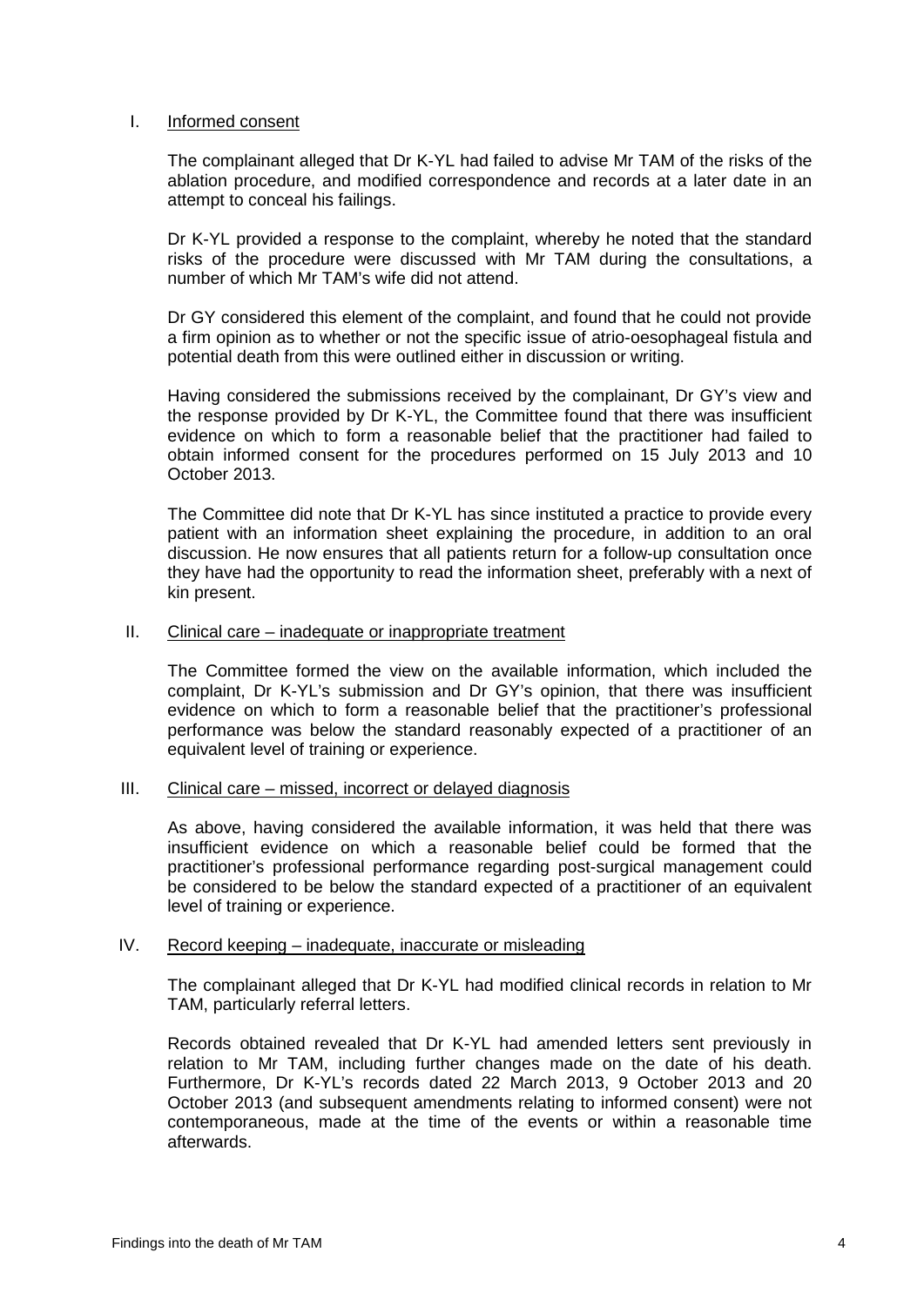I. Informed consent

The complainant alleged that Dr K-YL had failed to advise Mr TAM of the risks of the ablation procedure, and modified correspondence and records at a later date in an attempt to conceal his failings.

Dr K-YL provided a response to the complaint, whereby he noted that the standard risks of the procedure were discussed with Mr TAM during the consultations, a number of which Mr TAM's wife did not attend.

Dr GY considered this element of the complaint, and found that he could not provide a firm opinion as to whether or not the specific issue of atrio-oesophageal fistula and potential death from this were outlined either in discussion or writing.

Having considered the submissions received by the complainant, Dr GY's view and the response provided by Dr K-YL, the Committee found that there was insufficient evidence on which to form a reasonable belief that the practitioner had failed to obtain informed consent for the procedures performed on 15 July 2013 and 10 October 2013.

The Committee did note that Dr K-YL has since instituted a practice to provide every patient with an information sheet explaining the procedure, in addition to an oral discussion. He now ensures that all patients return for a follow-up consultation once they have had the opportunity to read the information sheet, preferably with a next of kin present.

II. Clinical care – inadequate or inappropriate treatment

The Committee formed the view on the available information, which included the complaint, Dr K-YL's submission and Dr GY's opinion, that there was insufficient evidence on which to form a reasonable belief that the practitioner's professional performance was below the standard reasonably expected of a practitioner of an equivalent level of training or experience.

III. Clinical care – missed, incorrect or delayed diagnosis

As above, having considered the available information, it was held that there was insufficient evidence on which a reasonable belief could be formed that the practitioner's professional performance regarding post-surgical management could be considered to be below the standard expected of a practitioner of an equivalent level of training or experience.

IV. Record keeping – inadequate, inaccurate or misleading

The complainant alleged that Dr K-YL had modified clinical records in relation to Mr TAM, particularly referral letters.

Records obtained revealed that Dr K-YL had amended letters sent previously in relation to Mr TAM, including further changes made on the date of his death. Furthermore, Dr K-YL's records dated 22 March 2013, 9 October 2013 and 20 October 2013 (and subsequent amendments relating to informed consent) were not contemporaneous, made at the time of the events or within a reasonable time afterwards.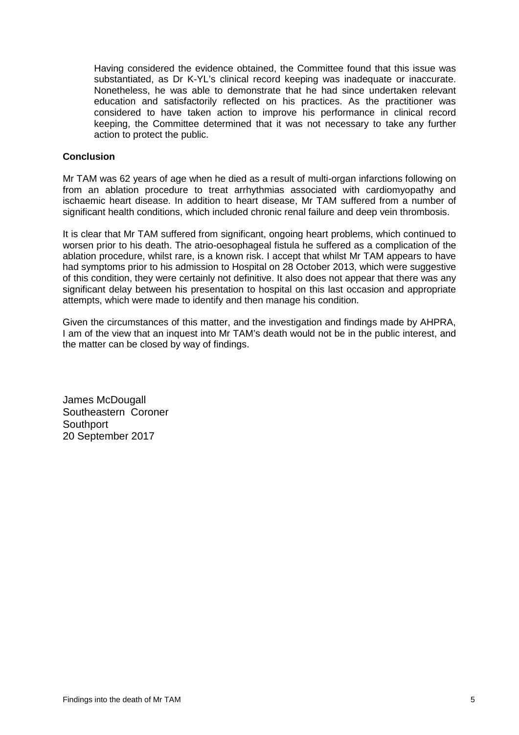Having considered the evidence obtained, the Committee found that this issue was substantiated, as Dr K-YL's clinical record keeping was inadequate or inaccurate. Nonetheless, he was able to demonstrate that he had since undertaken relevant education and satisfactorily reflected on his practices. As the practitioner was considered to have taken action to improve his performance in clinical record keeping, the Committee determined that it was not necessary to take any further action to protect the public.

**Conclusion**

Mr TAM was 62 years of age when he died as a result of multi-organ infarctions following on from an ablation procedure to treat arrhythmias associated with cardiomyopathy and ischaemic heart disease. In addition to heart disease, Mr TAM suffered from a number of significant health conditions, which included chronic renal failure and deep vein thrombosis.

It is clear that Mr TAM suffered from significant, ongoing heart problems, which continued to worsen prior to his death. The atrio-oesophageal fistula he suffered as a complication of the ablation procedure, whilst rare, is a known risk. I accept that whilst Mr TAM appears to have had symptoms prior to his admission to Hospital on 28 October 2013, which were suggestive of this condition, they were certainly not definitive. It also does not appear that there was any significant delay between his presentation to hospital on this last occasion and appropriate attempts, which were made to identify and then manage his condition.

Given the circumstances of this matter, and the investigation and findings made by AHPRA, I am of the view that an inquest into Mr TAM's death would not be in the public interest, and the matter can be closed by way of findings.

James McDougall
Southeastern Coroner
Southport
20 September 2017